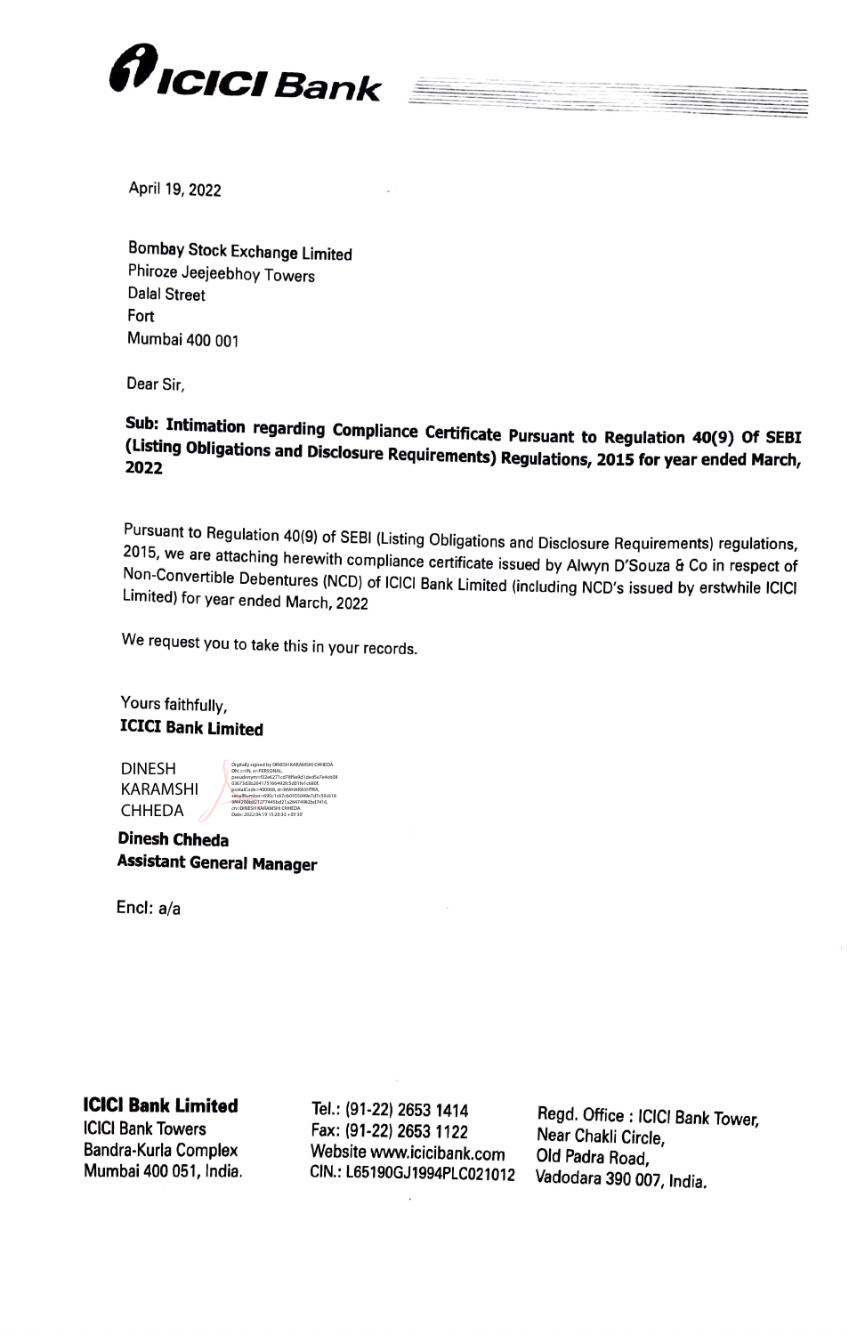April 19, 2022

Bombay Stock Exchange Limited
Phiroze Jeejeebhoy Towers
Dalal Street
Fort
Mumbai 400 001

Dear Sir,

**Sub: Intimation regarding Compliance Certificate Pursuant to Regulation 40(9) Of SEBI (Listing Obligations and Disclosure Requirements) Regulations, 2015 for year ended March, 2022**

Pursuant to Regulation 40(9) of SEBI (Listing Obligations and Disclosure Requirements) regulations, 2015, we are attaching herewith compliance certificate issued by Alwyn D'Souza & Co in respect of Non-Convertible Debentures (NCD) of ICICI Bank Limited (including NCD's issued by erstwhile ICICI Limited) for year ended March, 2022

We request you to take this in your records.

Yours faithfully,
**ICICI Bank Limited**

DINESH KARAMSHI CHHEDA

Digitally signed by DINESH KARAMSHI CHHEDA
Date: 2022.04.19 15:20:33 +05'30'

**Dinesh Chheda**
**Assistant General Manager**

Encl: a/a

**ICICI Bank Limited**
ICICI Bank Towers
Bandra-Kurla Complex
Mumbai 400 051, India.

Tel.: (91-22) 2653 1414
Fax: (91-22) 2653 1122
Website www.icicibank.com
CIN.: L65190GJ1994PLC021012

Regd. Office : ICICI Bank Tower,
Near Chakli Circle,
Old Padra Road,
Vadodara 390 007, India.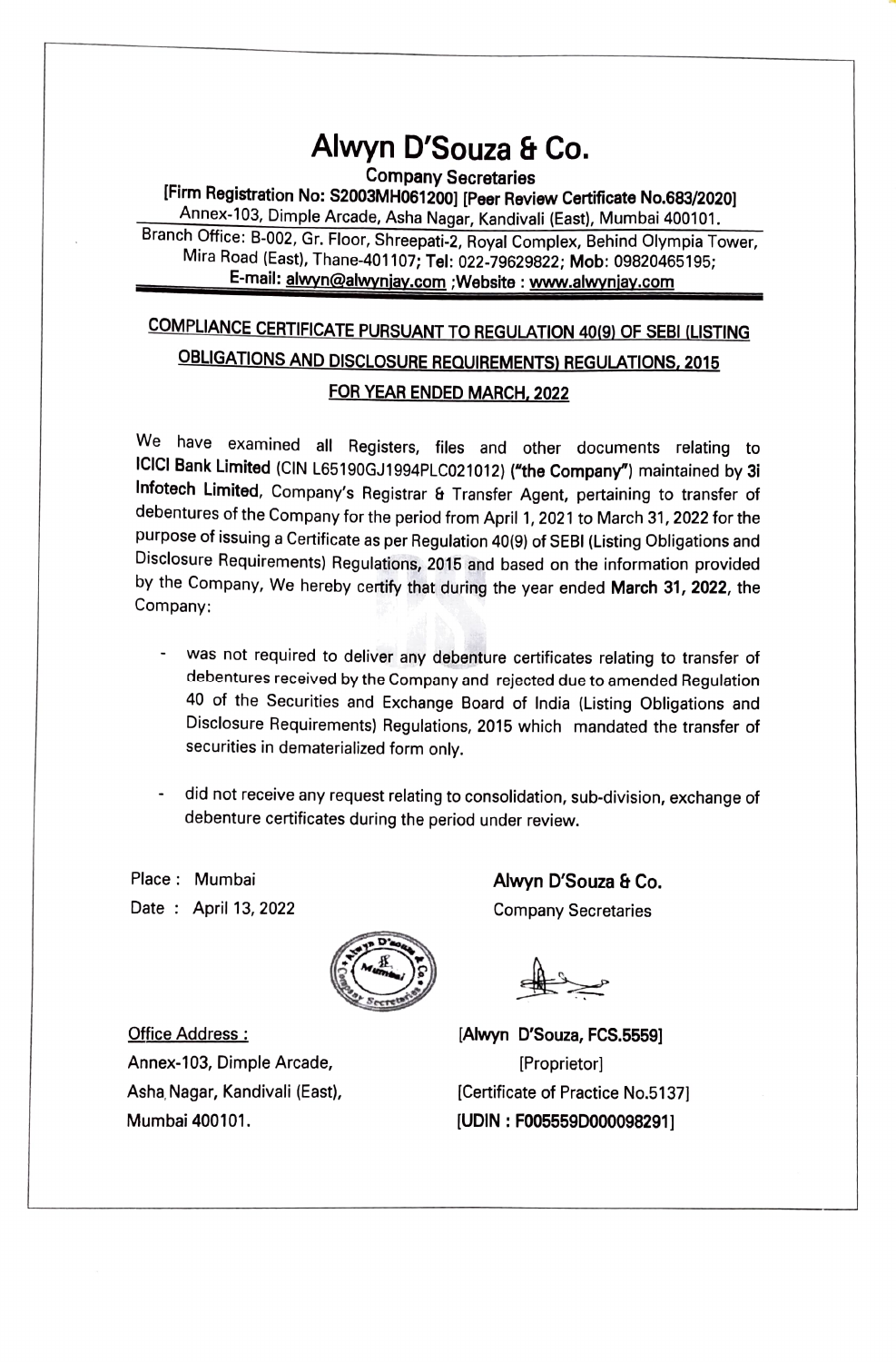# Alwyn D'Souza & Co.

**Company Secretaries**

**[Firm Registration No: S2003MH061200] [Peer Review Certificate No.683/2020]**

Annex-103, Dimple Arcade, Asha Nagar, Kandivali (East), Mumbai 400101.

Branch Office: B-002, Gr. Floor, Shreepati-2, Royal Complex, Behind Olympia Tower, Mira Road (East), Thane-401107; **Tel:** 022-79629822; **Mob:** 09820465195;
**E-mail:** alwyn@alwynjay.com ;**Website :** www.alwynjay.com

## COMPLIANCE CERTIFICATE PURSUANT TO REGULATION 40(9) OF SEBI (LISTING OBLIGATIONS AND DISCLOSURE REQUIREMENTS) REGULATIONS, 2015 FOR YEAR ENDED MARCH, 2022

We have examined all Registers, files and other documents relating to **ICICI Bank Limited** (CIN L65190GJ1994PLC021012) **("the Company")** maintained by **3i Infotech Limited**, Company's Registrar & Transfer Agent, pertaining to transfer of debentures of the Company for the period from April 1, 2021 to March 31, 2022 for the purpose of issuing a Certificate as per Regulation 40(9) of SEBI (Listing Obligations and Disclosure Requirements) Regulations, 2015 and based on the information provided by the Company, We hereby certify that during the year ended **March 31, 2022**, the Company:

- was not required to deliver any debenture certificates relating to transfer of debentures received by the Company and rejected due to amended Regulation 40 of the Securities and Exchange Board of India (Listing Obligations and Disclosure Requirements) Regulations, 2015 which mandated the transfer of securities in dematerialized form only.

- did not receive any request relating to consolidation, sub-division, exchange of debenture certificates during the period under review.

Place : Mumbai
Date : April 13, 2022

**Alwyn D'Souza & Co.**
Company Secretaries

Office Address :
Annex-103, Dimple Arcade,
Asha Nagar, Kandivali (East),
Mumbai 400101.

**[Alwyn D'Souza, FCS.5559]**
[Proprietor]
[Certificate of Practice No.5137]
**[UDIN : F005559D000098291]**